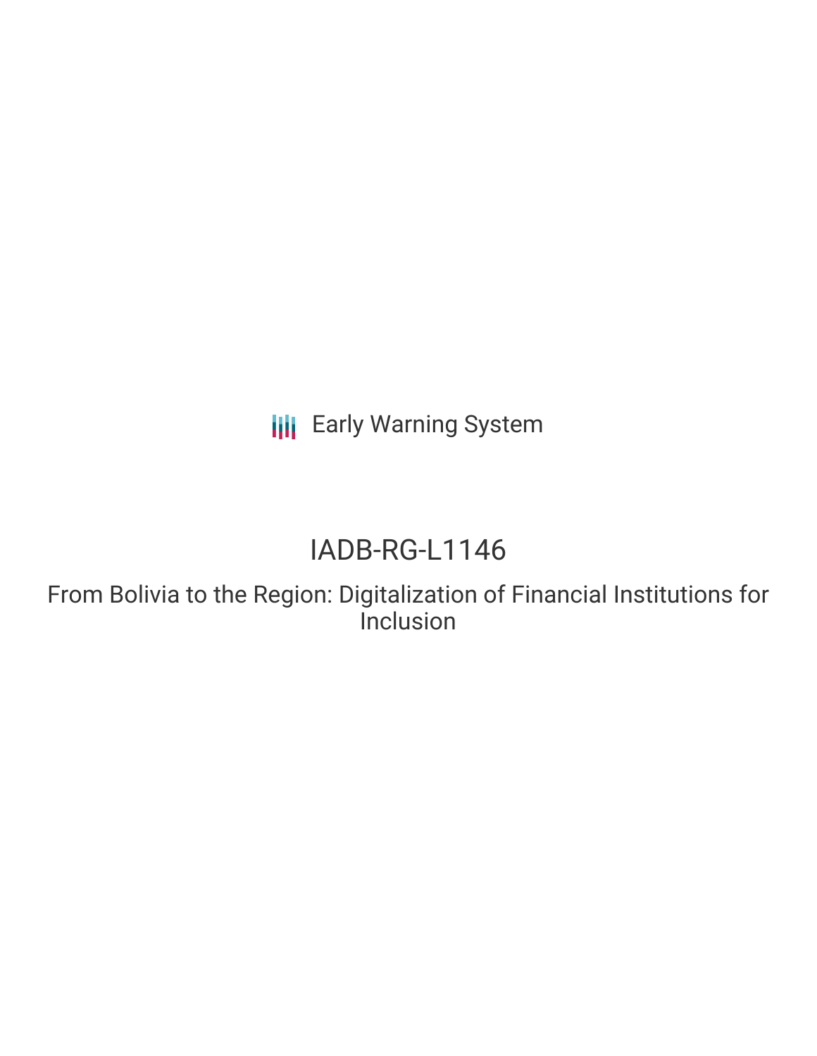Early Warning System

# IADB-RG-L1146

## From Bolivia to the Region: Digitalization of Financial Institutions for Inclusion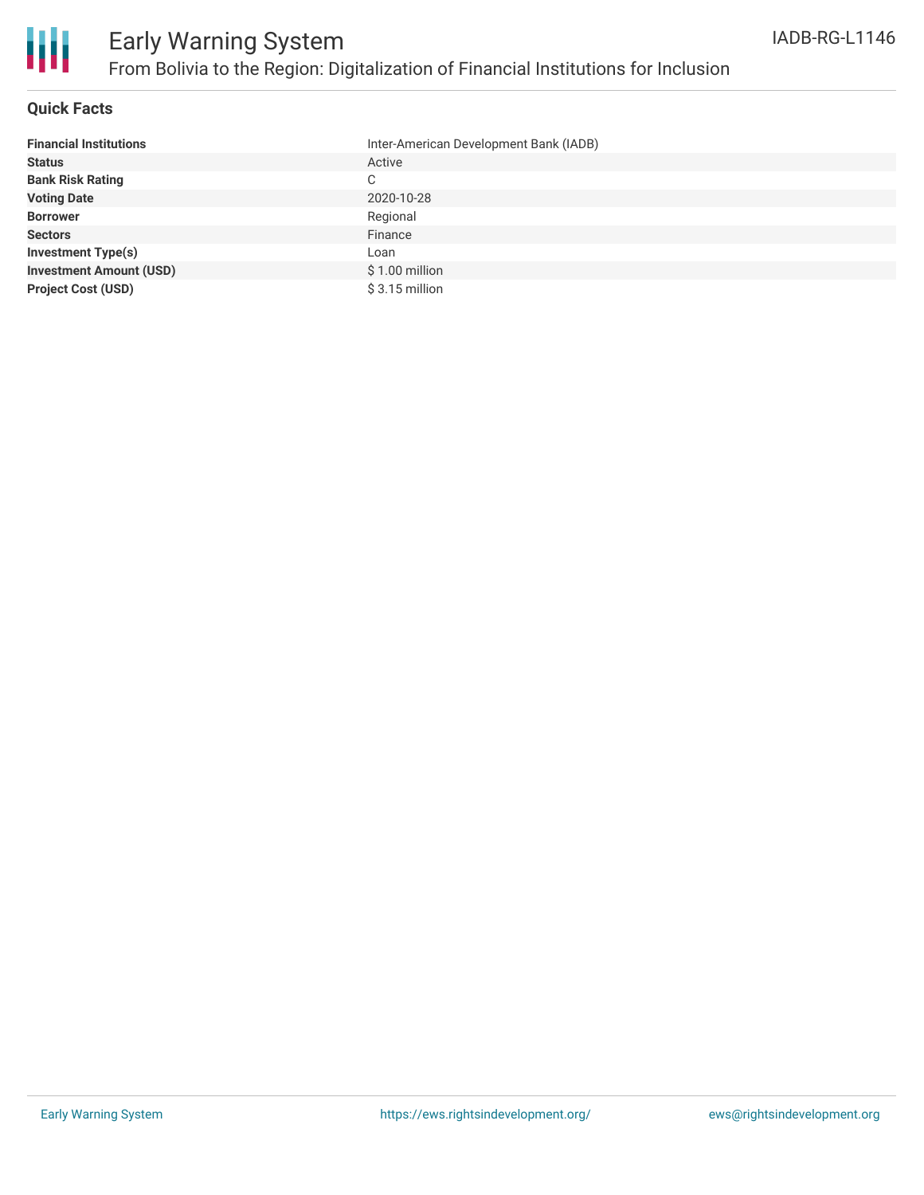# Early Warning System

## From Bolivia to the Region: Digitalization of Financial Institutions for Inclusion

IADB-RG-L1146

### Quick Facts

| | |
|---|---|
| **Financial Institutions** | Inter-American Development Bank (IADB) |
| **Status** | Active |
| **Bank Risk Rating** | C |
| **Voting Date** | 2020-10-28 |
| **Borrower** | Regional |
| **Sectors** | Finance |
| **Investment Type(s)** | Loan |
| **Investment Amount (USD)** | $ 1.00 million |
| **Project Cost (USD)** | $ 3.15 million |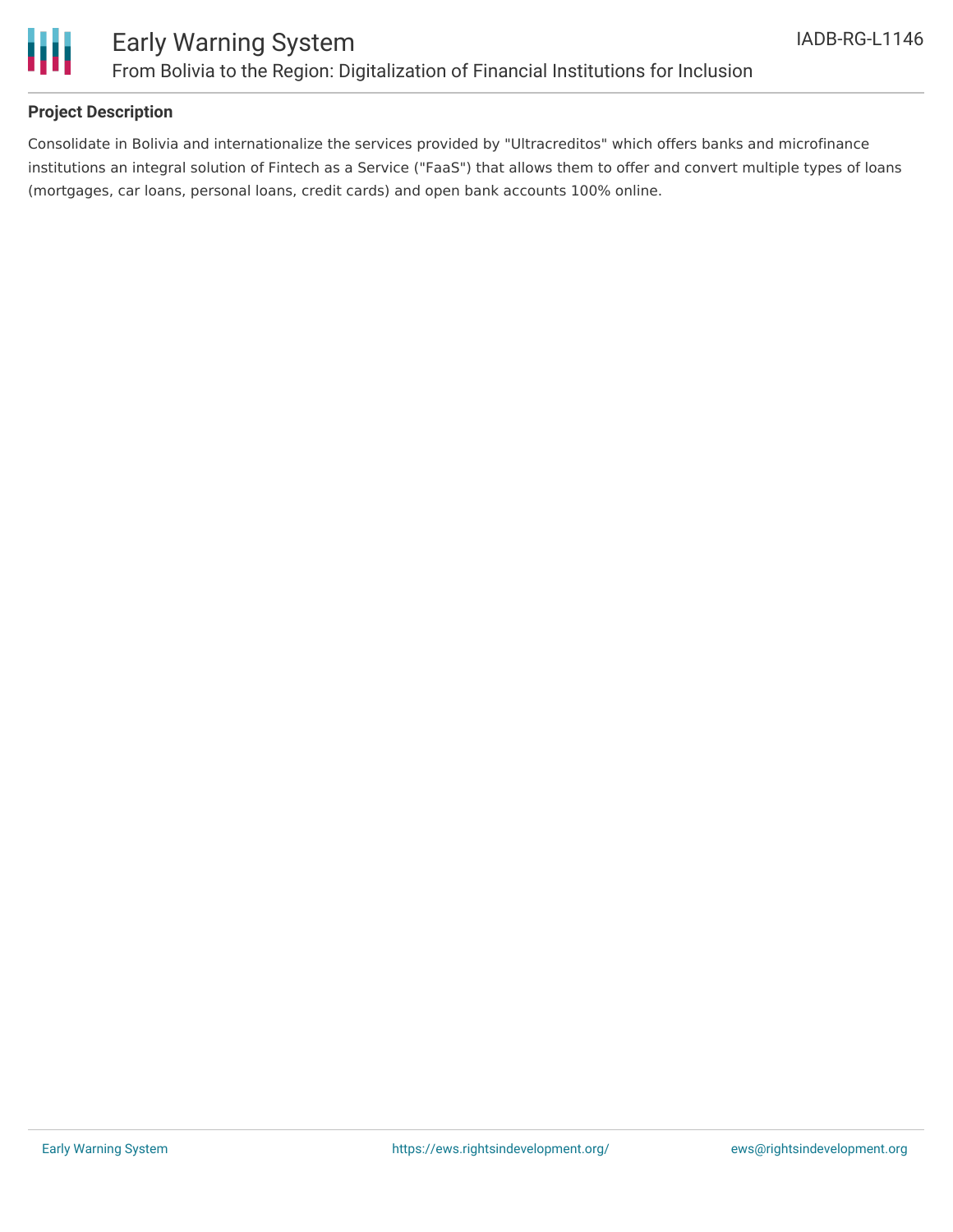### Project Description

Consolidate in Bolivia and internationalize the services provided by "Ultracreditos" which offers banks and microfinance institutions an integral solution of Fintech as a Service ("FaaS") that allows them to offer and convert multiple types of loans (mortgages, car loans, personal loans, credit cards) and open bank accounts 100% online.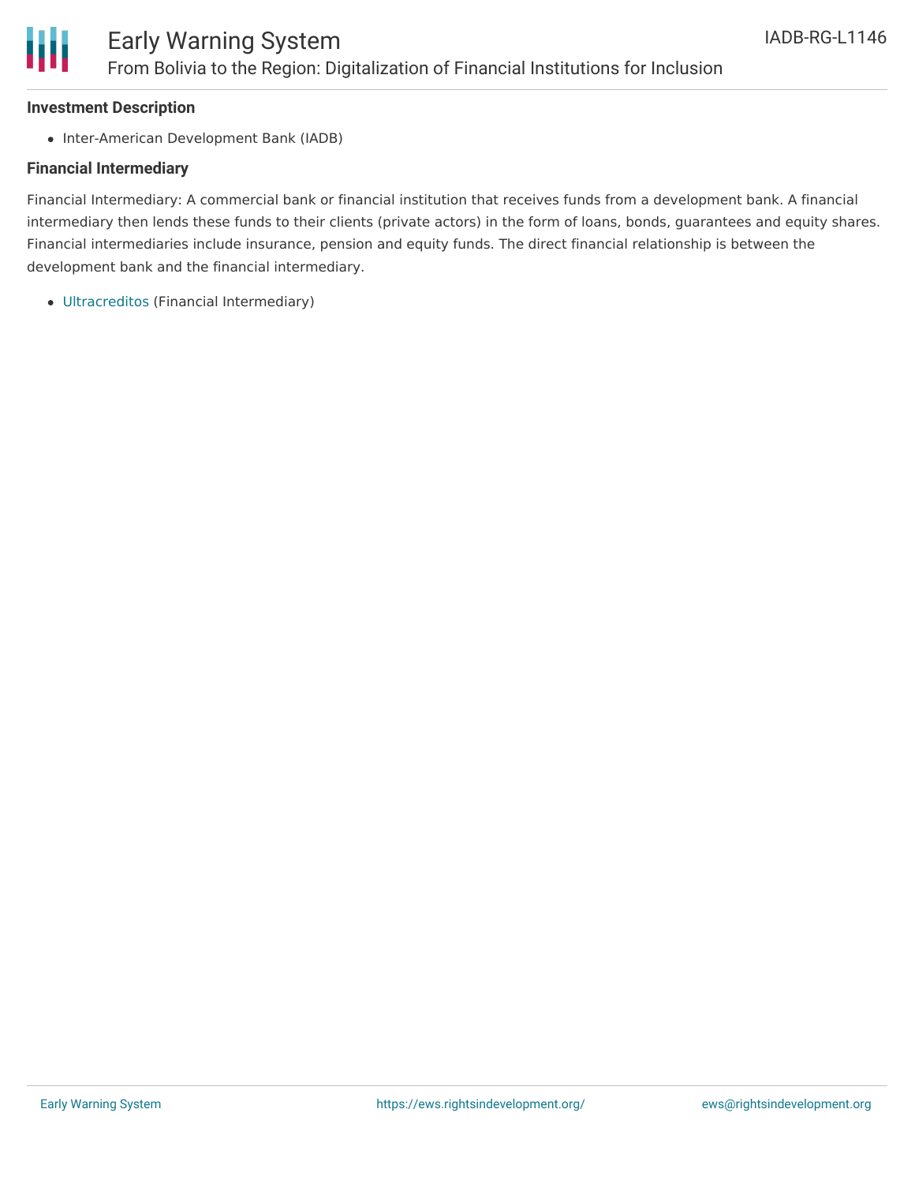### Investment Description

- Inter-American Development Bank (IADB)

### Financial Intermediary

Financial Intermediary: A commercial bank or financial institution that receives funds from a development bank. A financial intermediary then lends these funds to their clients (private actors) in the form of loans, bonds, guarantees and equity shares. Financial intermediaries include insurance, pension and equity funds. The direct financial relationship is between the development bank and the financial intermediary.

- Ultracreditos (Financial Intermediary)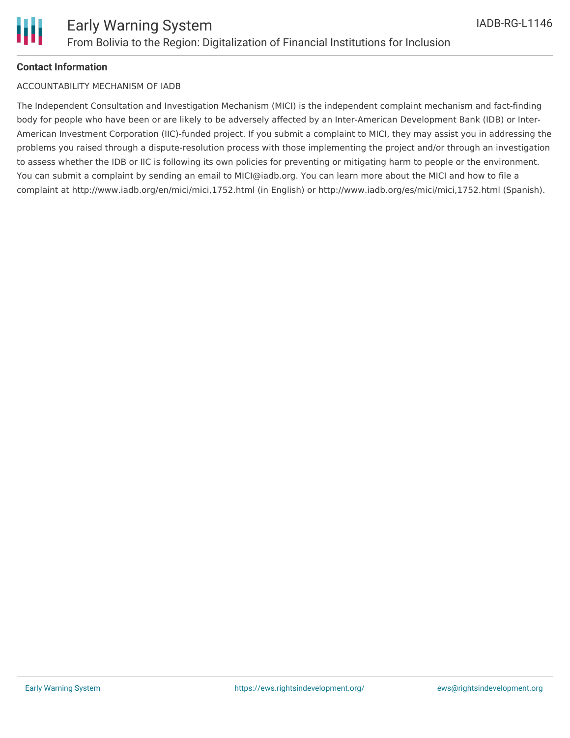**Contact Information**

ACCOUNTABILITY MECHANISM OF IADB

The Independent Consultation and Investigation Mechanism (MICI) is the independent complaint mechanism and fact-finding body for people who have been or are likely to be adversely affected by an Inter-American Development Bank (IDB) or Inter-American Investment Corporation (IIC)-funded project. If you submit a complaint to MICI, they may assist you in addressing the problems you raised through a dispute-resolution process with those implementing the project and/or through an investigation to assess whether the IDB or IIC is following its own policies for preventing or mitigating harm to people or the environment. You can submit a complaint by sending an email to MICI@iadb.org. You can learn more about the MICI and how to file a complaint at http://www.iadb.org/en/mici/mici,1752.html (in English) or http://www.iadb.org/es/mici/mici,1752.html (Spanish).